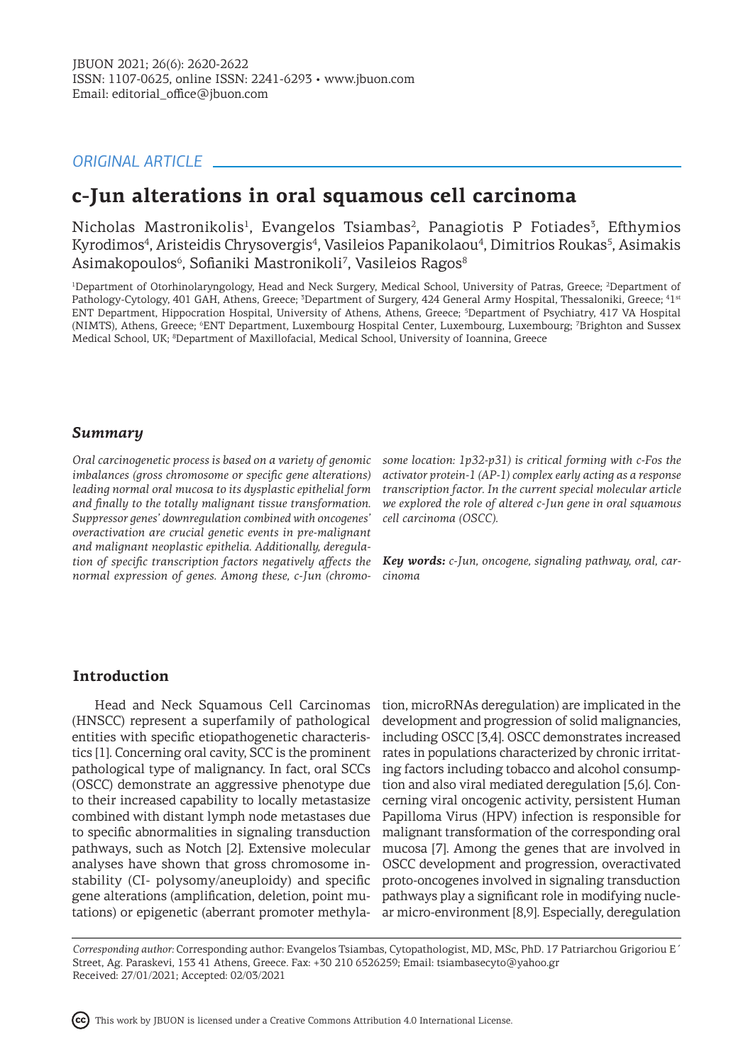ORIGINAL ARTICLE

# c-Jun alterations in oral squamous cell carcinoma

Nicholas Mastronikolis[1], Evangelos Tsiambas[2], Panagiotis P Fotiades[3], Efthymios Kyrodimos[4], Aristeidis Chrysovergis[4], Vasileios Papanikolaou[4], Dimitrios Roukas[5], Asimakis Asimakopoulos[6], Sofianiki Mastronikoli[7], Vasileios Ragos[8]

[1]Department of Otorhinolaryngology, Head and Neck Surgery, Medical School, University of Patras, Greece; [2]Department of Pathology-Cytology, 401 GAH, Athens, Greece; [3]Department of Surgery, 424 General Army Hospital, Thessaloniki, Greece; [4]1st ENT Department, Hippocration Hospital, University of Athens, Athens, Greece; [5]Department of Psychiatry, 417 VA Hospital (NIMTS), Athens, Greece; [6]ENT Department, Luxembourg Hospital Center, Luxembourg, Luxembourg; [7]Brighton and Sussex Medical School, UK; [8]Department of Maxillofacial, Medical School, University of Ioannina, Greece

### *Summary*

*Oral carcinogenetic process is based on a variety of genomic imbalances (gross chromosome or specific gene alterations) leading normal oral mucosa to its dysplastic epithelial form and finally to the totally malignant tissue transformation. Suppressor genes' downregulation combined with oncogenes' overactivation are crucial genetic events in pre-malignant and malignant neoplastic epithelia. Additionally, deregulation of specific transcription factors negatively affects the normal expression of genes. Among these, c-Jun (chromosome location: 1p32-p31) is critical forming with c-Fos the activator protein-1 (AP-1) complex early acting as a response transcription factor. In the current special molecular article we explored the role of altered c-Jun gene in oral squamous cell carcinoma (OSCC).*

***Key words:*** *c-Jun, oncogene, signaling pathway, oral, carcinoma*

## Introduction

Head and Neck Squamous Cell Carcinomas (HNSCC) represent a superfamily of pathological entities with specific etiopathogenetic characteristics [1]. Concerning oral cavity, SCC is the prominent pathological type of malignancy. In fact, oral SCCs (OSCC) demonstrate an aggressive phenotype due to their increased capability to locally metastasize combined with distant lymph node metastases due to specific abnormalities in signaling transduction pathways, such as Notch [2]. Extensive molecular analyses have shown that gross chromosome instability (CI- polysomy/aneuploidy) and specific gene alterations (amplification, deletion, point mutations) or epigenetic (aberrant promoter methylation, microRNAs deregulation) are implicated in the development and progression of solid malignancies, including OSCC [3,4]. OSCC demonstrates increased rates in populations characterized by chronic irritating factors including tobacco and alcohol consumption and also viral mediated deregulation [5,6]. Concerning viral oncogenic activity, persistent Human Papilloma Virus (HPV) infection is responsible for malignant transformation of the corresponding oral mucosa [7]. Among the genes that are involved in OSCC development and progression, overactivated proto-oncogenes involved in signaling transduction pathways play a significant role in modifying nuclear micro-environment [8,9]. Especially, deregulation

*Corresponding author:* Corresponding author: Evangelos Tsiambas, Cytopathologist, MD, MSc, PhD. 17 Patriarchou Grigoriou E´ Street, Ag. Paraskevi, 153 41 Athens, Greece. Fax: +30 210 6526259; Email: tsiambasecyto@yahoo.gr
Received: 27/01/2021; Accepted: 02/03/2021

This work by JBUON is licensed under a Creative Commons Attribution 4.0 International License.